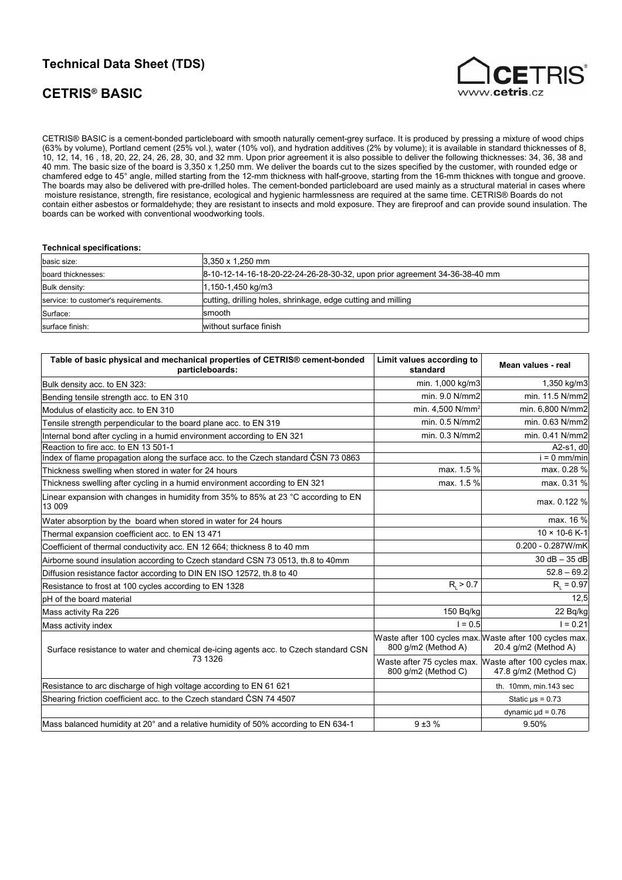# Technical Data Sheet (TDS)

## CETRIS® BASIC

CETRIS® BASIC is a cement-bonded particleboard with smooth naturally cement-grey surface. It is produced by pressing a mixture of wood chips (63% by volume), Portland cement (25% vol.), water (10% vol), and hydration additives (2% by volume); it is available in standard thicknesses of 8, 10, 12, 14, 16 , 18, 20, 22, 24, 26, 28, 30, and 32 mm. Upon prior agreement it is also possible to deliver the following thicknesses: 34, 36, 38 and 40 mm. The basic size of the board is 3,350 x 1,250 mm. We deliver the boards cut to the sizes specified by the customer, with rounded edge or chamfered edge to 45° angle, milled starting from the 12-mm thickness with half-groove, starting from the 16-mm thicknes with tongue and groove. The boards may also be delivered with pre-drilled holes. The cement-bonded particleboard are used mainly as a structural material in cases where moisture resistance, strength, fire resistance, ecological and hygienic harmlessness are required at the same time. CETRIS® Boards do not contain either asbestos or formaldehyde; they are resistant to insects and mold exposure. They are fireproof and can provide sound insulation. The boards can be worked with conventional woodworking tools.

**Technical specifications:**

| | |
|---|---|
| basic size: | 3,350 x 1,250 mm |
| board thicknesses: | 8-10-12-14-16-18-20-22-24-26-28-30-32, upon prior agreement 34-36-38-40 mm |
| Bulk density: | 1,150-1,450 kg/m3 |
| service: to customer's requirements. | cutting, drilling holes, shrinkage, edge cutting and milling |
| Surface: | smooth |
| surface finish: | without surface finish |

| Table of basic physical and mechanical properties of CETRIS® cement-bonded particleboards: | Limit values according to standard | Mean values - real |
|---|---|---|
| Bulk density acc. to EN 323: | min. 1,000 kg/m3 | 1,350 kg/m3 |
| Bending tensile strength acc. to EN 310 | min. 9.0 N/mm2 | min. 11.5 N/mm2 |
| Modulus of elasticity acc. to EN 310 | min. 4,500 N/mm² | min. 6,800 N/mm2 |
| Tensile strength perpendicular to the board plane acc. to EN 319 | min. 0.5 N/mm2 | min. 0.63 N/mm2 |
| Internal bond after cycling in a humid environment according to EN 321 | min. 0.3 N/mm2 | min. 0.41 N/mm2 |
| Reaction to fire acc. to EN 13 501-1 | | A2-s1, d0 |
| Index of flame propagation along the surface acc. to the Czech standard ČSN 73 0863 | | i = 0 mm/min |
| Thickness swelling when stored in water for 24 hours | max. 1.5 % | max. 0.28 % |
| Thickness swelling after cycling in a humid environment according to EN 321 | max. 1.5 % | max. 0.31 % |
| Linear expansion with changes in humidity from 35% to 85% at 23 °C according to EN 13 009 | | max. 0.122 % |
| Water absorption by the board when stored in water for 24 hours | | max. 16 % |
| Thermal expansion coefficient acc. to EN 13 471 | | 10 × 10-6 K-1 |
| Coefficient of thermal conductivity acc. EN 12 664; thickness 8 to 40 mm | | 0.200 - 0.287W/mK |
| Airborne sound insulation according to Czech standard CSN 73 0513, th.8 to 40mm | | 30 dB – 35 dB |
| Diffusion resistance factor according to DIN EN ISO 12572, th.8 to 40 | | 52.8 – 69.2 |
| Resistance to frost at 100 cycles according to EN 1328 | $R_L > 0.7$ | $R_L = 0.97$ |
| pH of the board material | | 12,5 |
| Mass activity Ra 226 | 150 Bq/kg | 22 Bq/kg |
| Mass activity index | I = 0.5 | I = 0.21 |
| Surface resistance to water and chemical de-icing agents acc. to Czech standard CSN 73 1326 | Waste after 100 cycles max. 800 g/m2 (Method A) | Waste after 100 cycles max. 20.4 g/m2 (Method A) |
| | Waste after 75 cycles max. 800 g/m2 (Method C) | Waste after 100 cycles max. 47.8 g/m2 (Method C) |
| Resistance to arc discharge of high voltage according to EN 61 621 | | th. 10mm, min.143 sec |
| Shearing friction coefficient acc. to the Czech standard ČSN 74 4507 | | Static μs = 0.73 |
| | | dynamic μd = 0.76 |
| Mass balanced humidity at 20° and a relative humidity of 50% according to EN 634-1 | 9 ±3 % | 9.50% |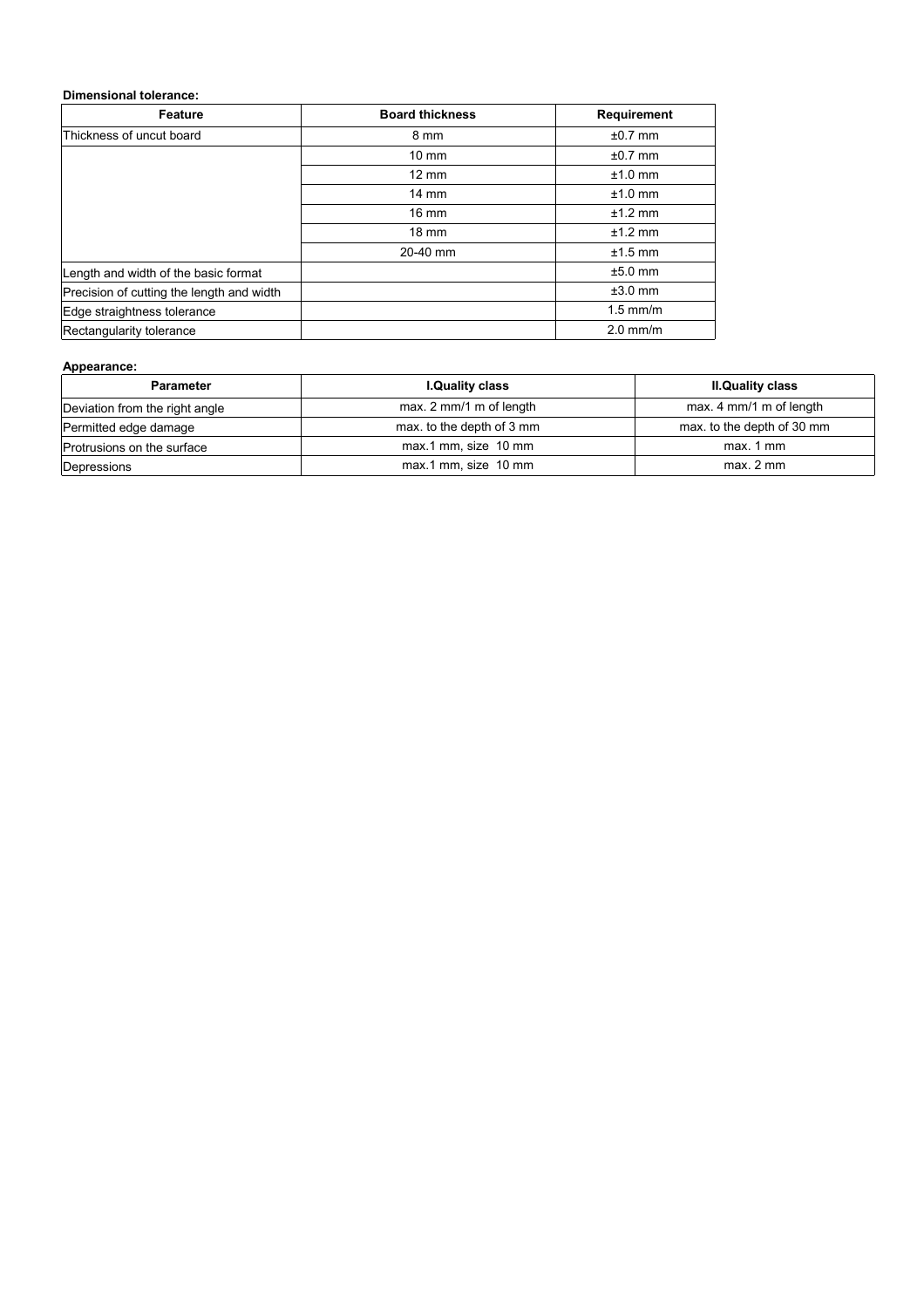**Dimensional tolerance:**

| Feature | Board thickness | Requirement |
|---|---|---|
| Thickness of uncut board | 8 mm | ±0.7 mm |
| | 10 mm | ±0.7 mm |
| | 12 mm | ±1.0 mm |
| | 14 mm | ±1.0 mm |
| | 16 mm | ±1.2 mm |
| | 18 mm | ±1.2 mm |
| | 20-40 mm | ±1.5 mm |
| Length and width of the basic format | | ±5.0 mm |
| Precision of cutting the length and width | | ±3.0 mm |
| Edge straightness tolerance | | 1.5 mm/m |
| Rectangularity tolerance | | 2.0 mm/m |

**Appearance:**

| Parameter | I.Quality class | II.Quality class |
|---|---|---|
| Deviation from the right angle | max. 2 mm/1 m of length | max. 4 mm/1 m of length |
| Permitted edge damage | max. to the depth of 3 mm | max. to the depth of 30 mm |
| Protrusions on the surface | max.1 mm, size 10 mm | max. 1 mm |
| Depressions | max.1 mm, size 10 mm | max. 2 mm |